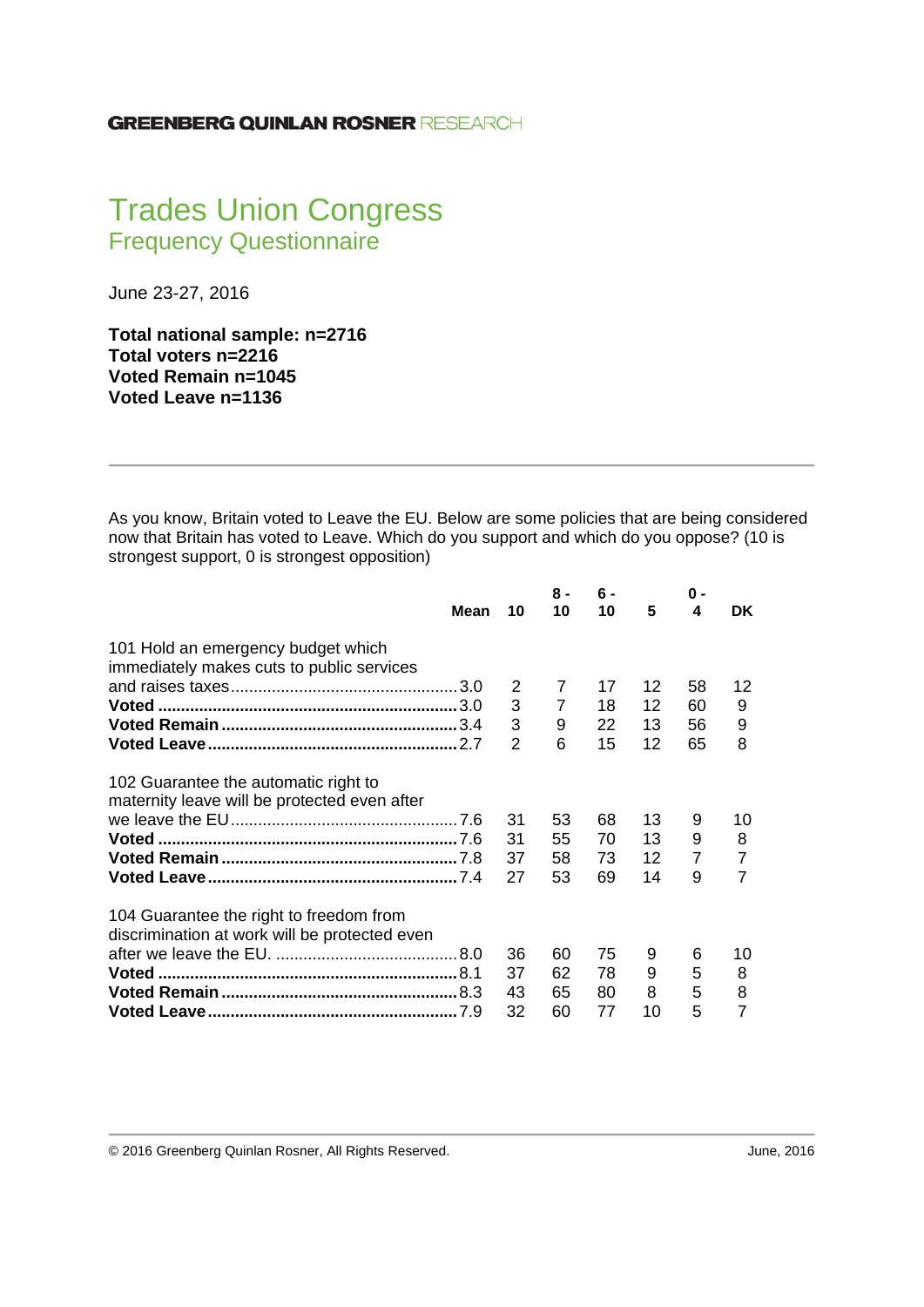GREENBERG QUINLAN ROSNER RESEARCH

# Trades Union Congress
## Frequency Questionnaire

June 23-27, 2016

**Total national sample: n=2716**
**Total voters n=2216**
**Voted Remain n=1045**
**Voted Leave n=1136**

---

As you know, Britain voted to Leave the EU. Below are some policies that are being considered now that Britain has voted to Leave. Which do you support and which do you oppose? (10 is strongest support, 0 is strongest opposition)

| | Mean | 10 | 8 - 10 | 6 - 10 | 5 | 0 - 4 | DK |
|---|---|---|---|---|---|---|---|
| 101 Hold an emergency budget which immediately makes cuts to public services and raises taxes | 3.0 | 2 | 7 | 17 | 12 | 58 | 12 |
| **Voted** | 3.0 | 3 | 7 | 18 | 12 | 60 | 9 |
| **Voted Remain** | 3.4 | 3 | 9 | 22 | 13 | 56 | 9 |
| **Voted Leave** | 2.7 | 2 | 6 | 15 | 12 | 65 | 8 |
| 102 Guarantee the automatic right to maternity leave will be protected even after we leave the EU | 7.6 | 31 | 53 | 68 | 13 | 9 | 10 |
| **Voted** | 7.6 | 31 | 55 | 70 | 13 | 9 | 8 |
| **Voted Remain** | 7.8 | 37 | 58 | 73 | 12 | 7 | 7 |
| **Voted Leave** | 7.4 | 27 | 53 | 69 | 14 | 9 | 7 |
| 104 Guarantee the right to freedom from discrimination at work will be protected even after we leave the EU. | 8.0 | 36 | 60 | 75 | 9 | 6 | 10 |
| **Voted** | 8.1 | 37 | 62 | 78 | 9 | 5 | 8 |
| **Voted Remain** | 8.3 | 43 | 65 | 80 | 8 | 5 | 8 |
| **Voted Leave** | 7.9 | 32 | 60 | 77 | 10 | 5 | 7 |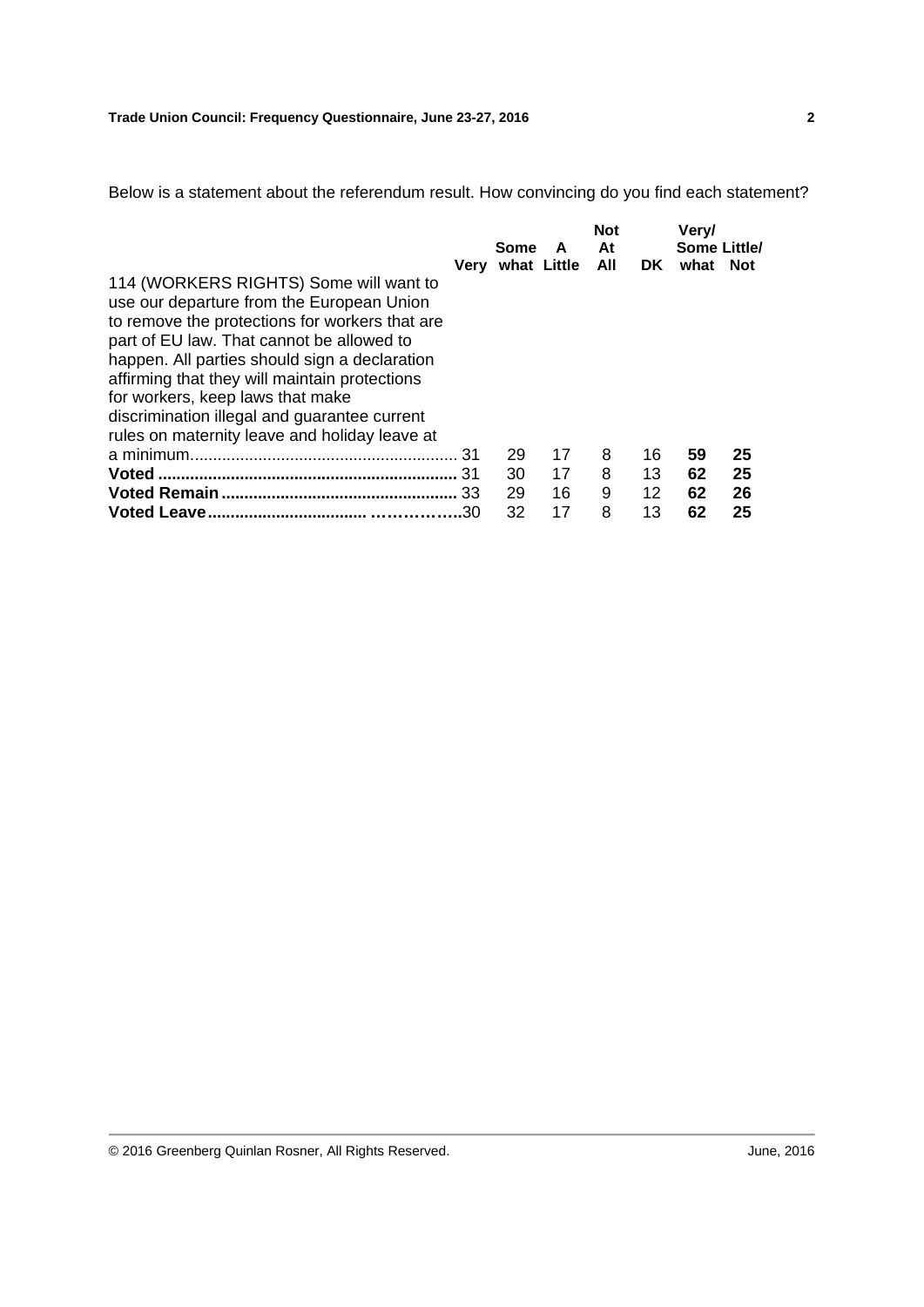Below is a statement about the referendum result. How convincing do you find each statement?

| | Very | Some what | A Little | Not At All | DK | Very/ Some what | Little/ Not |
|---|---|---|---|---|---|---|---|
| 114 (WORKERS RIGHTS) Some will want to use our departure from the European Union to remove the protections for workers that are part of EU law. That cannot be allowed to happen. All parties should sign a declaration affirming that they will maintain protections for workers, keep laws that make discrimination illegal and guarantee current rules on maternity leave and holiday leave at a minimum | 31 | 29 | 17 | 8 | 16 | **59** | **25** |
| **Voted** | 31 | 30 | 17 | 8 | 13 | **62** | **25** |
| **Voted Remain** | 33 | 29 | 16 | 9 | 12 | **62** | **26** |
| **Voted Leave** | 30 | 32 | 17 | 8 | 13 | **62** | **25** |